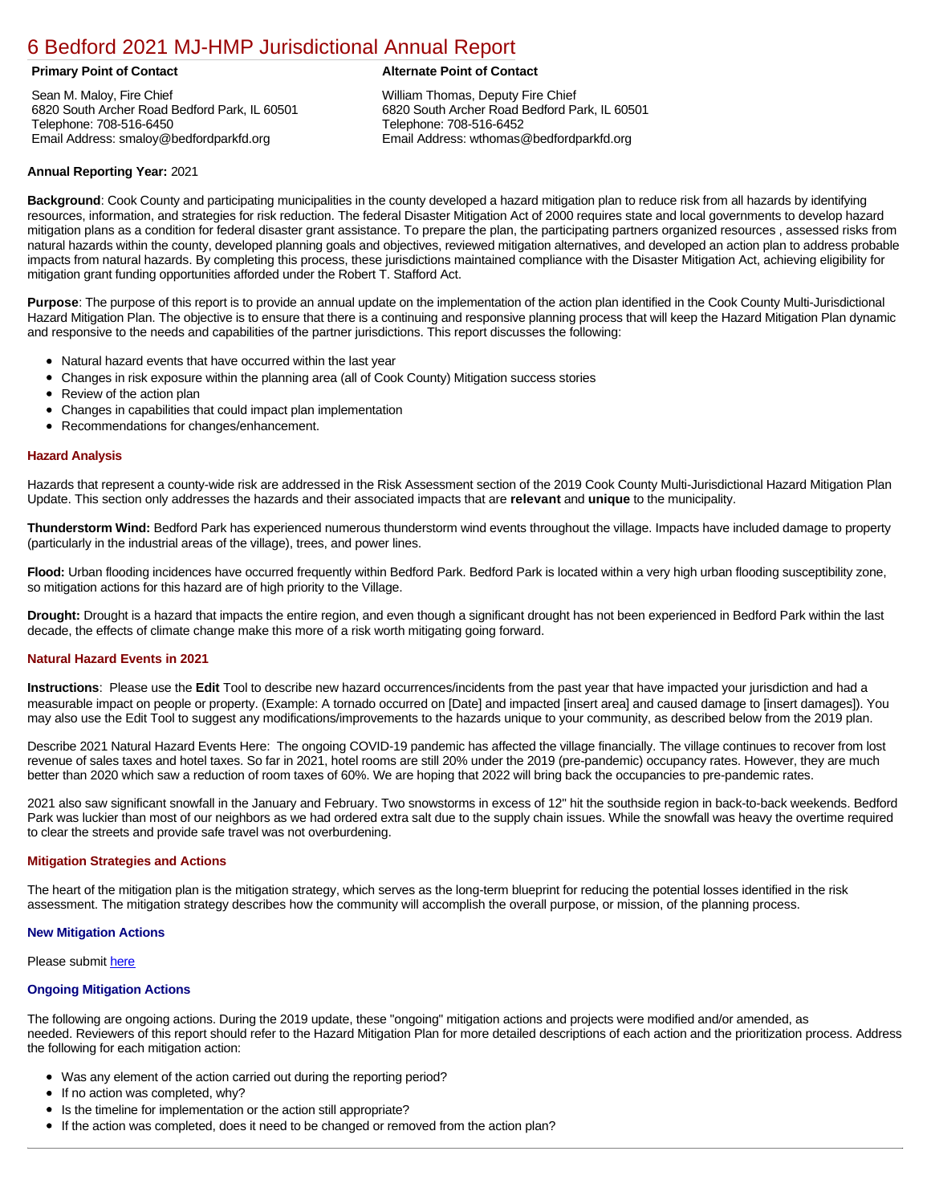# 6 Bedford 2021 MJ-HMP Jurisdictional Annual Report

**Primary Point of Contact**

Sean M. Maloy, Fire Chief
6820 South Archer Road Bedford Park, IL 60501
Telephone: 708-516-6450
Email Address: smaloy@bedfordparkfd.org

**Alternate Point of Contact**

William Thomas, Deputy Fire Chief
6820 South Archer Road Bedford Park, IL 60501
Telephone: 708-516-6452
Email Address: wthomas@bedfordparkfd.org

**Annual Reporting Year:** 2021

**Background**: Cook County and participating municipalities in the county developed a hazard mitigation plan to reduce risk from all hazards by identifying resources, information, and strategies for risk reduction. The federal Disaster Mitigation Act of 2000 requires state and local governments to develop hazard mitigation plans as a condition for federal disaster grant assistance. To prepare the plan, the participating partners organized resources , assessed risks from natural hazards within the county, developed planning goals and objectives, reviewed mitigation alternatives, and developed an action plan to address probable impacts from natural hazards. By completing this process, these jurisdictions maintained compliance with the Disaster Mitigation Act, achieving eligibility for mitigation grant funding opportunities afforded under the Robert T. Stafford Act.

**Purpose**: The purpose of this report is to provide an annual update on the implementation of the action plan identified in the Cook County Multi-Jurisdictional Hazard Mitigation Plan. The objective is to ensure that there is a continuing and responsive planning process that will keep the Hazard Mitigation Plan dynamic and responsive to the needs and capabilities of the partner jurisdictions. This report discusses the following:

- Natural hazard events that have occurred within the last year
- Changes in risk exposure within the planning area (all of Cook County) Mitigation success stories
- Review of the action plan
- Changes in capabilities that could impact plan implementation
- Recommendations for changes/enhancement.

### Hazard Analysis

Hazards that represent a county-wide risk are addressed in the Risk Assessment section of the 2019 Cook County Multi-Jurisdictional Hazard Mitigation Plan Update. This section only addresses the hazards and their associated impacts that are **relevant** and **unique** to the municipality.

**Thunderstorm Wind:** Bedford Park has experienced numerous thunderstorm wind events throughout the village. Impacts have included damage to property (particularly in the industrial areas of the village), trees, and power lines.

**Flood:** Urban flooding incidences have occurred frequently within Bedford Park. Bedford Park is located within a very high urban flooding susceptibility zone, so mitigation actions for this hazard are of high priority to the Village.

**Drought:** Drought is a hazard that impacts the entire region, and even though a significant drought has not been experienced in Bedford Park within the last decade, the effects of climate change make this more of a risk worth mitigating going forward.

### Natural Hazard Events in 2021

**Instructions**: Please use the **Edit** Tool to describe new hazard occurrences/incidents from the past year that have impacted your jurisdiction and had a measurable impact on people or property. (Example: A tornado occurred on [Date] and impacted [insert area] and caused damage to [insert damages]). You may also use the Edit Tool to suggest any modifications/improvements to the hazards unique to your community, as described below from the 2019 plan.

Describe 2021 Natural Hazard Events Here: The ongoing COVID-19 pandemic has affected the village financially. The village continues to recover from lost revenue of sales taxes and hotel taxes. So far in 2021, hotel rooms are still 20% under the 2019 (pre-pandemic) occupancy rates. However, they are much better than 2020 which saw a reduction of room taxes of 60%. We are hoping that 2022 will bring back the occupancies to pre-pandemic rates.

2021 also saw significant snowfall in the January and February. Two snowstorms in excess of 12" hit the southside region in back-to-back weekends. Bedford Park was luckier than most of our neighbors as we had ordered extra salt due to the supply chain issues. While the snowfall was heavy the overtime required to clear the streets and provide safe travel was not overburdening.

### Mitigation Strategies and Actions

The heart of the mitigation plan is the mitigation strategy, which serves as the long-term blueprint for reducing the potential losses identified in the risk assessment. The mitigation strategy describes how the community will accomplish the overall purpose, or mission, of the planning process.

#### New Mitigation Actions

Please submit here

#### Ongoing Mitigation Actions

The following are ongoing actions. During the 2019 update, these "ongoing" mitigation actions and projects were modified and/or amended, as needed. Reviewers of this report should refer to the Hazard Mitigation Plan for more detailed descriptions of each action and the prioritization process. Address the following for each mitigation action:

- Was any element of the action carried out during the reporting period?
- If no action was completed, why?
- Is the timeline for implementation or the action still appropriate?
- If the action was completed, does it need to be changed or removed from the action plan?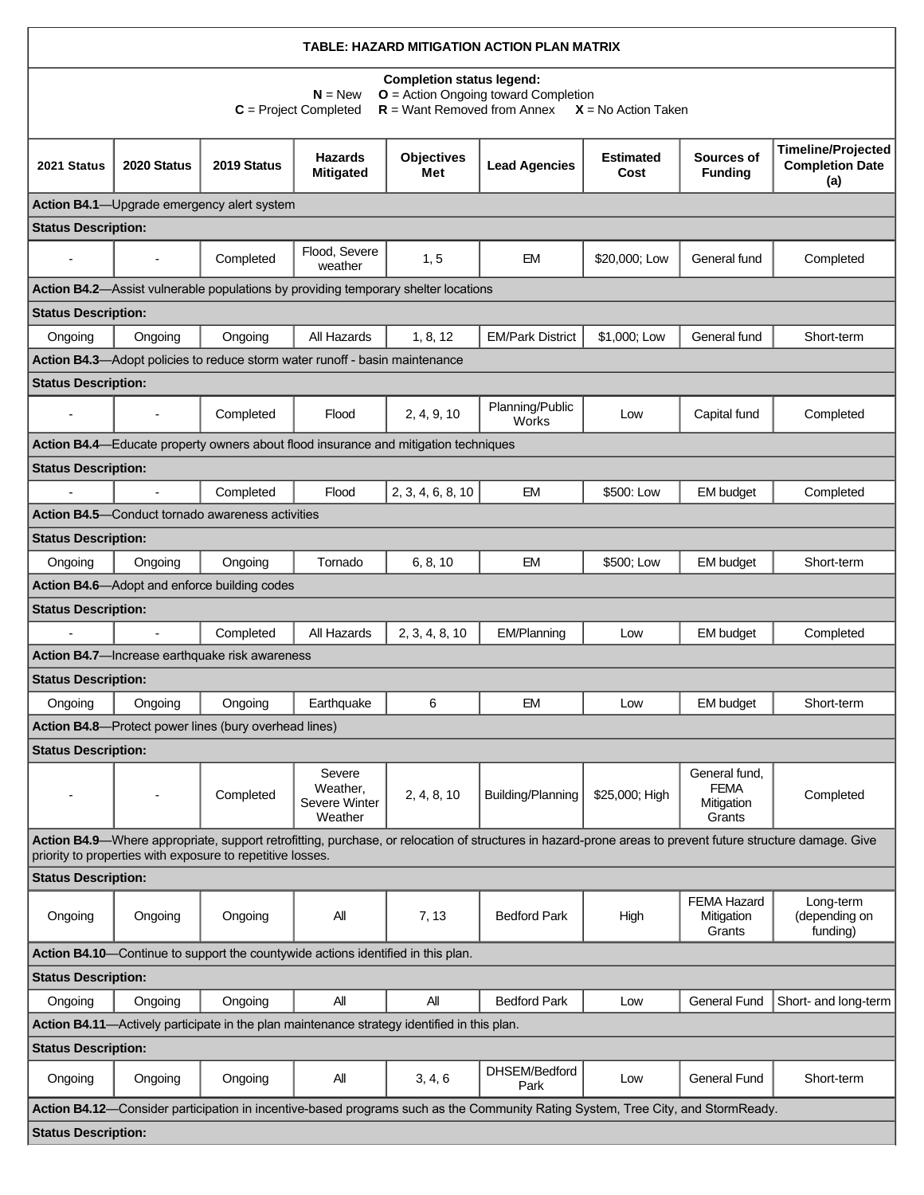| TABLE: HAZARD MITIGATION ACTION PLAN MATRIX | | | | | | | | |
|---|---|---|---|---|---|---|---|---|
| **Completion status legend:** **N** = New **O** = Action Ongoing toward Completion **C** = Project Completed **R** = Want Removed from Annex **X** = No Action Taken | | | | | | | | |
| **2021 Status** | **2020 Status** | **2019 Status** | **Hazards Mitigated** | **Objectives Met** | **Lead Agencies** | **Estimated Cost** | **Sources of Funding** | **Timeline/Projected Completion Date (a)** |
| **Action B4.1**—Upgrade emergency alert system | | | | | | | | |
| **Status Description:** | | | | | | | | |
| - | - | Completed | Flood, Severe weather | 1, 5 | EM | $20,000; Low | General fund | Completed |
| **Action B4.2**—Assist vulnerable populations by providing temporary shelter locations | | | | | | | | |
| **Status Description:** | | | | | | | | |
| Ongoing | Ongoing | Ongoing | All Hazards | 1, 8, 12 | EM/Park District | $1,000; Low | General fund | Short-term |
| **Action B4.3**—Adopt policies to reduce storm water runoff - basin maintenance | | | | | | | | |
| **Status Description:** | | | | | | | | |
| - | - | Completed | Flood | 2, 4, 9, 10 | Planning/Public Works | Low | Capital fund | Completed |
| **Action B4.4**—Educate property owners about flood insurance and mitigation techniques | | | | | | | | |
| **Status Description:** | | | | | | | | |
| - | - | Completed | Flood | 2, 3, 4, 6, 8, 10 | EM | $500: Low | EM budget | Completed |
| **Action B4.5**—Conduct tornado awareness activities | | | | | | | | |
| **Status Description:** | | | | | | | | |
| Ongoing | Ongoing | Ongoing | Tornado | 6, 8, 10 | EM | $500; Low | EM budget | Short-term |
| **Action B4.6**—Adopt and enforce building codes | | | | | | | | |
| **Status Description:** | | | | | | | | |
| - | - | Completed | All Hazards | 2, 3, 4, 8, 10 | EM/Planning | Low | EM budget | Completed |
| **Action B4.7**—Increase earthquake risk awareness | | | | | | | | |
| **Status Description:** | | | | | | | | |
| Ongoing | Ongoing | Ongoing | Earthquake | 6 | EM | Low | EM budget | Short-term |
| **Action B4.8**—Protect power lines (bury overhead lines) | | | | | | | | |
| **Status Description:** | | | | | | | | |
| - | - | Completed | Severe Weather, Severe Winter Weather | 2, 4, 8, 10 | Building/Planning | $25,000; High | General fund, FEMA Mitigation Grants | Completed |
| **Action B4.9**—Where appropriate, support retrofitting, purchase, or relocation of structures in hazard-prone areas to prevent future structure damage. Give priority to properties with exposure to repetitive losses. | | | | | | | | |
| **Status Description:** | | | | | | | | |
| Ongoing | Ongoing | Ongoing | All | 7, 13 | Bedford Park | High | FEMA Hazard Mitigation Grants | Long-term (depending on funding) |
| **Action B4.10**—Continue to support the countywide actions identified in this plan. | | | | | | | | |
| **Status Description:** | | | | | | | | |
| Ongoing | Ongoing | Ongoing | All | All | Bedford Park | Low | General Fund | Short- and long-term |
| **Action B4.11**—Actively participate in the plan maintenance strategy identified in this plan. | | | | | | | | |
| **Status Description:** | | | | | | | | |
| Ongoing | Ongoing | Ongoing | All | 3, 4, 6 | DHSEM/Bedford Park | Low | General Fund | Short-term |
| **Action B4.12**—Consider participation in incentive-based programs such as the Community Rating System, Tree City, and StormReady. | | | | | | | | |
| **Status Description:** | | | | | | | | |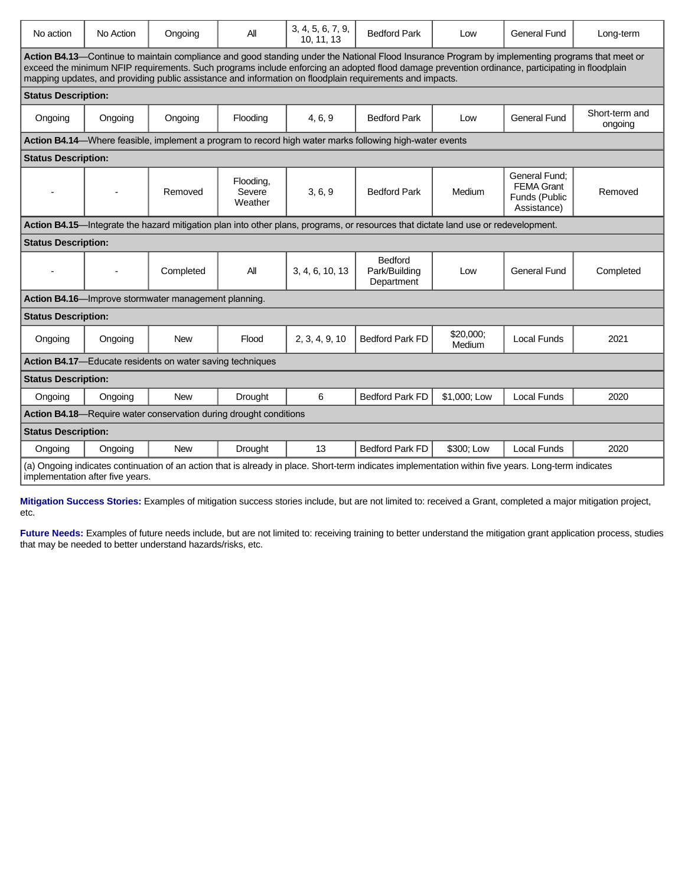| | | | | | | | | |
|---|---|---|---|---|---|---|---|---|
| No action | No Action | Ongoing | All | 3, 4, 5, 6, 7, 9, 10, 11, 13 | Bedford Park | Low | General Fund | Long-term |
| **Action B4.13**—Continue to maintain compliance and good standing under the National Flood Insurance Program by implementing programs that meet or exceed the minimum NFIP requirements. Such programs include enforcing an adopted flood damage prevention ordinance, participating in floodplain mapping updates, and providing public assistance and information on floodplain requirements and impacts. | | | | | | | | |
| **Status Description:** | | | | | | | | |
| Ongoing | Ongoing | Ongoing | Flooding | 4, 6, 9 | Bedford Park | Low | General Fund | Short-term and ongoing |
| **Action B4.14**—Where feasible, implement a program to record high water marks following high-water events | | | | | | | | |
| **Status Description:** | | | | | | | | |
| - | - | Removed | Flooding, Severe Weather | 3, 6, 9 | Bedford Park | Medium | General Fund; FEMA Grant Funds (Public Assistance) | Removed |
| **Action B4.15**—Integrate the hazard mitigation plan into other plans, programs, or resources that dictate land use or redevelopment. | | | | | | | | |
| **Status Description:** | | | | | | | | |
| - | - | Completed | All | 3, 4, 6, 10, 13 | Bedford Park/Building Department | Low | General Fund | Completed |
| **Action B4.16**—Improve stormwater management planning. | | | | | | | | |
| **Status Description:** | | | | | | | | |
| Ongoing | Ongoing | New | Flood | 2, 3, 4, 9, 10 | Bedford Park FD | $20,000; Medium | Local Funds | 2021 |
| **Action B4.17**—Educate residents on water saving techniques | | | | | | | | |
| **Status Description:** | | | | | | | | |
| Ongoing | Ongoing | New | Drought | 6 | Bedford Park FD | $1,000; Low | Local Funds | 2020 |
| **Action B4.18**—Require water conservation during drought conditions | | | | | | | | |
| **Status Description:** | | | | | | | | |
| Ongoing | Ongoing | New | Drought | 13 | Bedford Park FD | $300; Low | Local Funds | 2020 |
| (a) Ongoing indicates continuation of an action that is already in place. Short-term indicates implementation within five years. Long-term indicates implementation after five years. | | | | | | | | |

**Mitigation Success Stories:** Examples of mitigation success stories include, but are not limited to: received a Grant, completed a major mitigation project, etc.

**Future Needs:** Examples of future needs include, but are not limited to: receiving training to better understand the mitigation grant application process, studies that may be needed to better understand hazards/risks, etc.